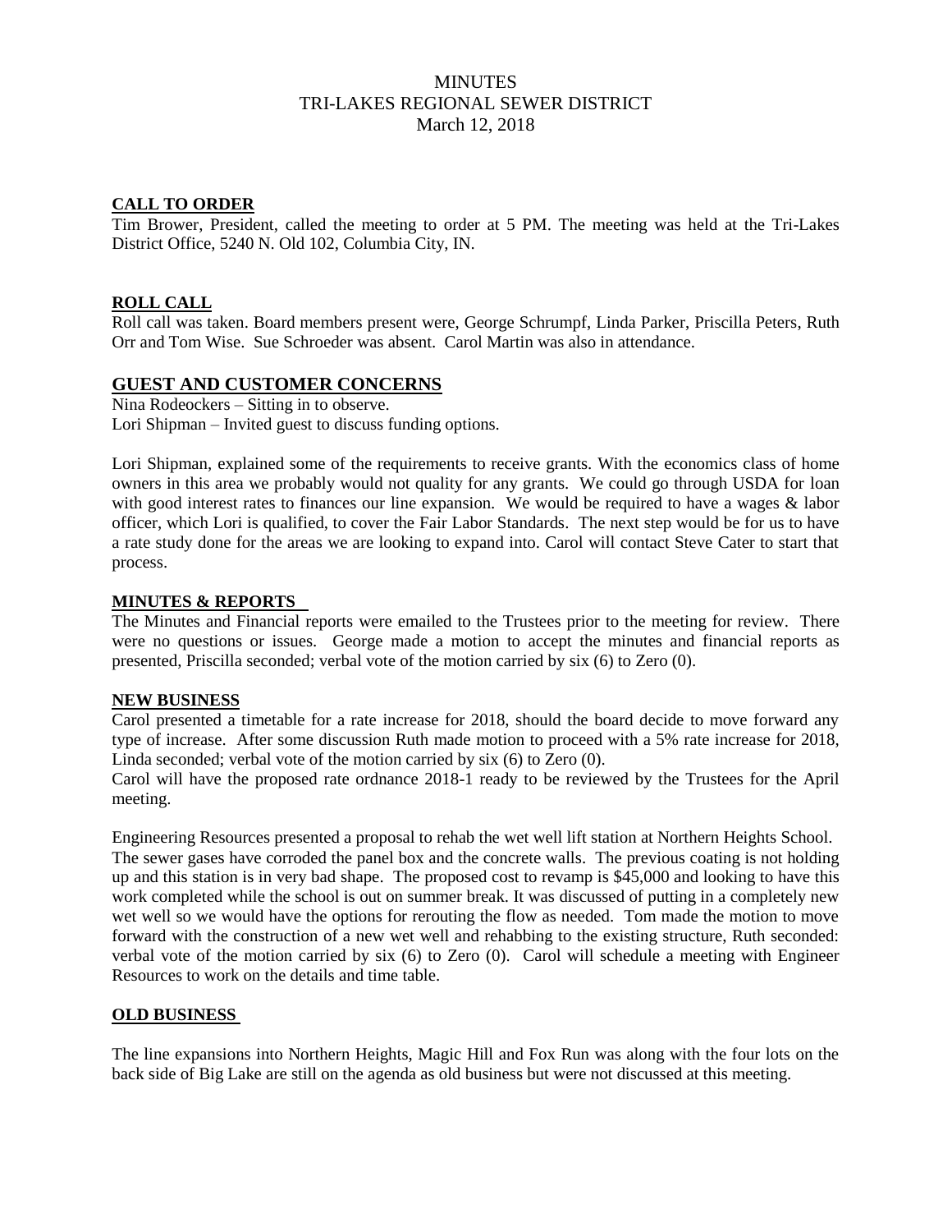# MINUTES
## TRI-LAKES REGIONAL SEWER DISTRICT
### March 12, 2018

**CALL TO ORDER**

Tim Brower, President, called the meeting to order at 5 PM. The meeting was held at the Tri-Lakes District Office, 5240 N. Old 102, Columbia City, IN.

**ROLL CALL**

Roll call was taken. Board members present were, George Schrumpf, Linda Parker, Priscilla Peters, Ruth Orr and Tom Wise. Sue Schroeder was absent. Carol Martin was also in attendance.

**GUEST AND CUSTOMER CONCERNS**

Nina Rodeockers – Sitting in to observe.
Lori Shipman – Invited guest to discuss funding options.

Lori Shipman, explained some of the requirements to receive grants. With the economics class of home owners in this area we probably would not quality for any grants. We could go through USDA for loan with good interest rates to finances our line expansion. We would be required to have a wages & labor officer, which Lori is qualified, to cover the Fair Labor Standards. The next step would be for us to have a rate study done for the areas we are looking to expand into. Carol will contact Steve Cater to start that process.

**MINUTES & REPORTS**

The Minutes and Financial reports were emailed to the Trustees prior to the meeting for review. There were no questions or issues. George made a motion to accept the minutes and financial reports as presented, Priscilla seconded; verbal vote of the motion carried by six (6) to Zero (0).

**NEW BUSINESS**

Carol presented a timetable for a rate increase for 2018, should the board decide to move forward any type of increase. After some discussion Ruth made motion to proceed with a 5% rate increase for 2018, Linda seconded; verbal vote of the motion carried by six (6) to Zero (0).
Carol will have the proposed rate ordnance 2018-1 ready to be reviewed by the Trustees for the April meeting.

Engineering Resources presented a proposal to rehab the wet well lift station at Northern Heights School. The sewer gases have corroded the panel box and the concrete walls. The previous coating is not holding up and this station is in very bad shape. The proposed cost to revamp is $45,000 and looking to have this work completed while the school is out on summer break. It was discussed of putting in a completely new wet well so we would have the options for rerouting the flow as needed. Tom made the motion to move forward with the construction of a new wet well and rehabbing to the existing structure, Ruth seconded: verbal vote of the motion carried by six (6) to Zero (0). Carol will schedule a meeting with Engineer Resources to work on the details and time table.

**OLD BUSINESS**

The line expansions into Northern Heights, Magic Hill and Fox Run was along with the four lots on the back side of Big Lake are still on the agenda as old business but were not discussed at this meeting.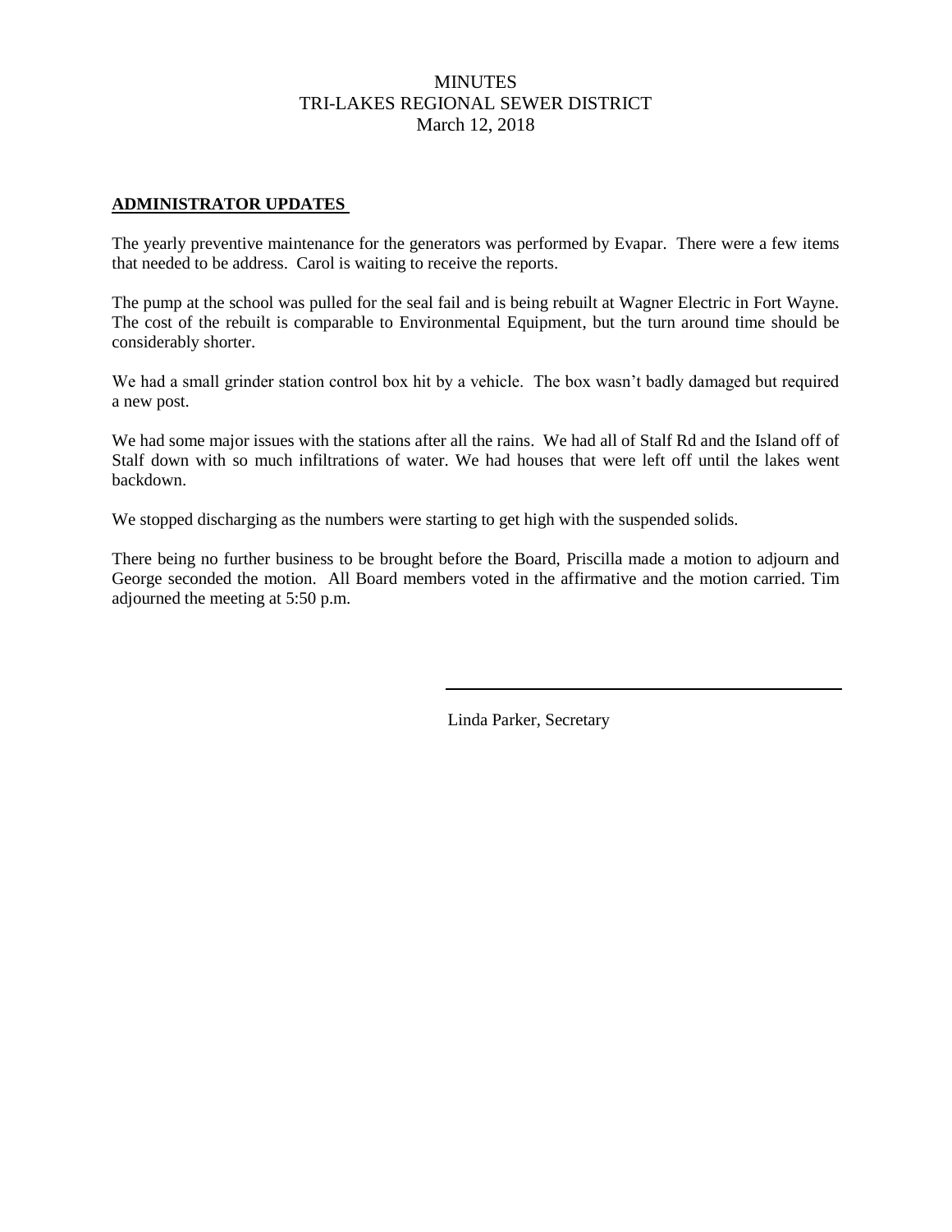MINUTES
TRI-LAKES REGIONAL SEWER DISTRICT
March 12, 2018

**ADMINISTRATOR UPDATES**

The yearly preventive maintenance for the generators was performed by Evapar. There were a few items that needed to be address. Carol is waiting to receive the reports.

The pump at the school was pulled for the seal fail and is being rebuilt at Wagner Electric in Fort Wayne. The cost of the rebuilt is comparable to Environmental Equipment, but the turn around time should be considerably shorter.

We had a small grinder station control box hit by a vehicle. The box wasn't badly damaged but required a new post.

We had some major issues with the stations after all the rains. We had all of Stalf Rd and the Island off of Stalf down with so much infiltrations of water. We had houses that were left off until the lakes went backdown.

We stopped discharging as the numbers were starting to get high with the suspended solids.

There being no further business to be brought before the Board, Priscilla made a motion to adjourn and George seconded the motion. All Board members voted in the affirmative and the motion carried. Tim adjourned the meeting at 5:50 p.m.

Linda Parker, Secretary